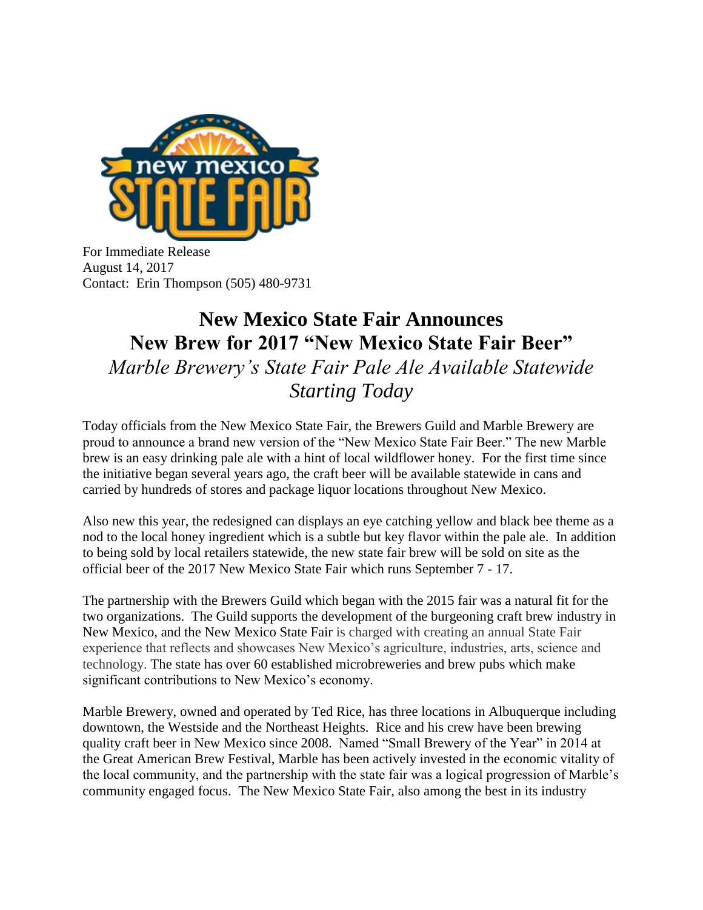For Immediate Release
August 14, 2017
Contact: Erin Thompson (505) 480-9731

# New Mexico State Fair Announces New Brew for 2017 "New Mexico State Fair Beer"

*Marble Brewery's State Fair Pale Ale Available Statewide Starting Today*

Today officials from the New Mexico State Fair, the Brewers Guild and Marble Brewery are proud to announce a brand new version of the "New Mexico State Fair Beer." The new Marble brew is an easy drinking pale ale with a hint of local wildflower honey. For the first time since the initiative began several years ago, the craft beer will be available statewide in cans and carried by hundreds of stores and package liquor locations throughout New Mexico.

Also new this year, the redesigned can displays an eye catching yellow and black bee theme as a nod to the local honey ingredient which is a subtle but key flavor within the pale ale. In addition to being sold by local retailers statewide, the new state fair brew will be sold on site as the official beer of the 2017 New Mexico State Fair which runs September 7 - 17.

The partnership with the Brewers Guild which began with the 2015 fair was a natural fit for the two organizations. The Guild supports the development of the burgeoning craft brew industry in New Mexico, and the New Mexico State Fair is charged with creating an annual State Fair experience that reflects and showcases New Mexico's agriculture, industries, arts, science and technology. The state has over 60 established microbreweries and brew pubs which make significant contributions to New Mexico's economy.

Marble Brewery, owned and operated by Ted Rice, has three locations in Albuquerque including downtown, the Westside and the Northeast Heights. Rice and his crew have been brewing quality craft beer in New Mexico since 2008. Named "Small Brewery of the Year" in 2014 at the Great American Brew Festival, Marble has been actively invested in the economic vitality of the local community, and the partnership with the state fair was a logical progression of Marble's community engaged focus. The New Mexico State Fair, also among the best in its industry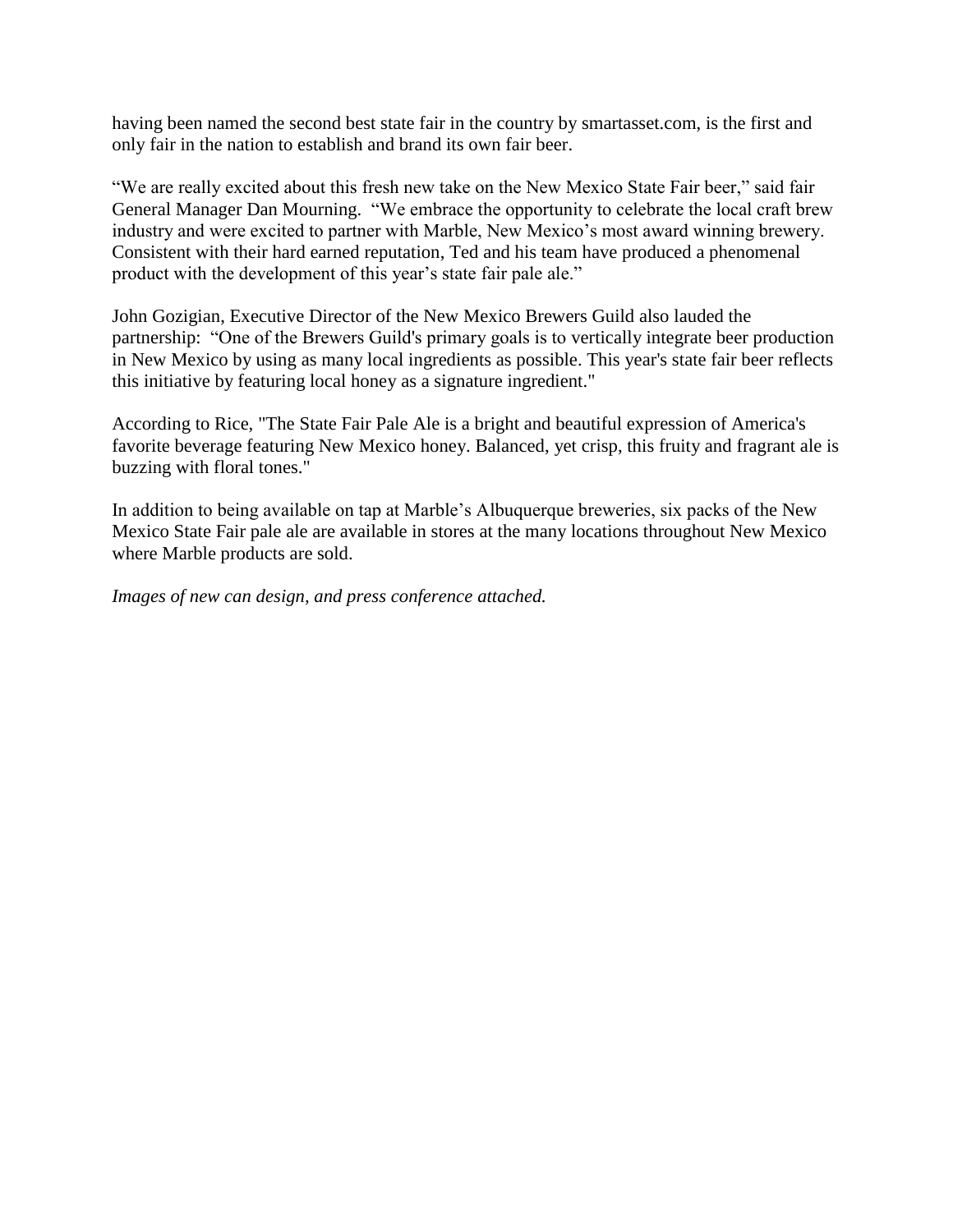having been named the second best state fair in the country by smartasset.com, is the first and only fair in the nation to establish and brand its own fair beer.

“We are really excited about this fresh new take on the New Mexico State Fair beer,” said fair General Manager Dan Mourning. “We embrace the opportunity to celebrate the local craft brew industry and were excited to partner with Marble, New Mexico’s most award winning brewery. Consistent with their hard earned reputation, Ted and his team have produced a phenomenal product with the development of this year’s state fair pale ale.”

John Gozigian, Executive Director of the New Mexico Brewers Guild also lauded the partnership: “One of the Brewers Guild's primary goals is to vertically integrate beer production in New Mexico by using as many local ingredients as possible. This year's state fair beer reflects this initiative by featuring local honey as a signature ingredient."

According to Rice, "The State Fair Pale Ale is a bright and beautiful expression of America's favorite beverage featuring New Mexico honey. Balanced, yet crisp, this fruity and fragrant ale is buzzing with floral tones."

In addition to being available on tap at Marble’s Albuquerque breweries, six packs of the New Mexico State Fair pale ale are available in stores at the many locations throughout New Mexico where Marble products are sold.

*Images of new can design, and press conference attached.*